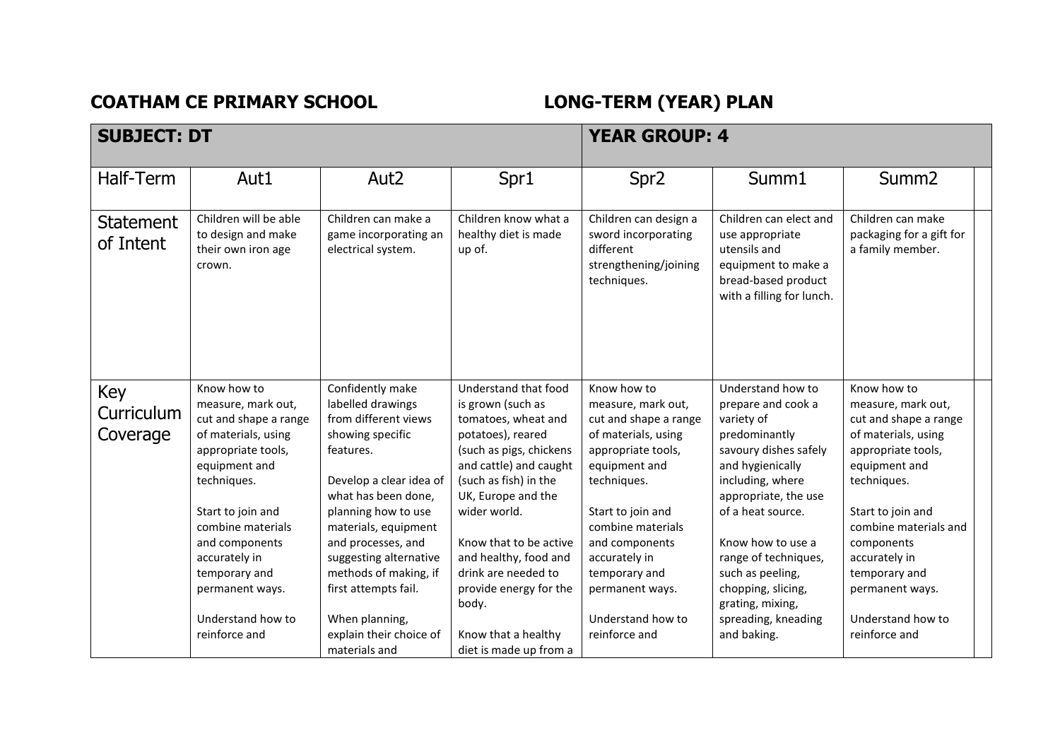**COATHAM CE PRIMARY SCHOOL** **LONG-TERM (YEAR) PLAN**

| **SUBJECT: DT** | | | | **YEAR GROUP: 4** | | |
|---|---|---|---|---|---|---|
| Half-Term | Aut1 | Aut2 | Spr1 | Spr2 | Summ1 | Summ2 |
| Statement of Intent | Children will be able to design and make their own iron age crown. | Children can make a game incorporating an electrical system. | Children know what a healthy diet is made up of. | Children can design a sword incorporating different strengthening/joining techniques. | Children can elect and use appropriate utensils and equipment to make a bread-based product with a filling for lunch. | Children can make packaging for a gift for a family member. |
| Key Curriculum Coverage | Know how to measure, mark out, cut and shape a range of materials, using appropriate tools, equipment and techniques.<br><br>Start to join and combine materials and components accurately in temporary and permanent ways.<br><br>Understand how to reinforce and | Confidently make labelled drawings from different views showing specific features.<br><br>Develop a clear idea of what has been done, planning how to use materials, equipment and processes, and suggesting alternative methods of making, if first attempts fail.<br><br>When planning, explain their choice of materials and | Understand that food is grown (such as tomatoes, wheat and potatoes), reared (such as pigs, chickens and cattle) and caught (such as fish) in the UK, Europe and the wider world.<br><br>Know that to be active and healthy, food and drink are needed to provide energy for the body.<br><br>Know that a healthy diet is made up from a | Know how to measure, mark out, cut and shape a range of materials, using appropriate tools, equipment and techniques.<br><br>Start to join and combine materials and components accurately in temporary and permanent ways.<br><br>Understand how to reinforce and | Understand how to prepare and cook a variety of predominantly savoury dishes safely and hygienically including, where appropriate, the use of a heat source.<br><br>Know how to use a range of techniques, such as peeling, chopping, slicing, grating, mixing, spreading, kneading and baking. | Know how to measure, mark out, cut and shape a range of materials, using appropriate tools, equipment and techniques.<br><br>Start to join and combine materials and components accurately in temporary and permanent ways.<br><br>Understand how to reinforce and |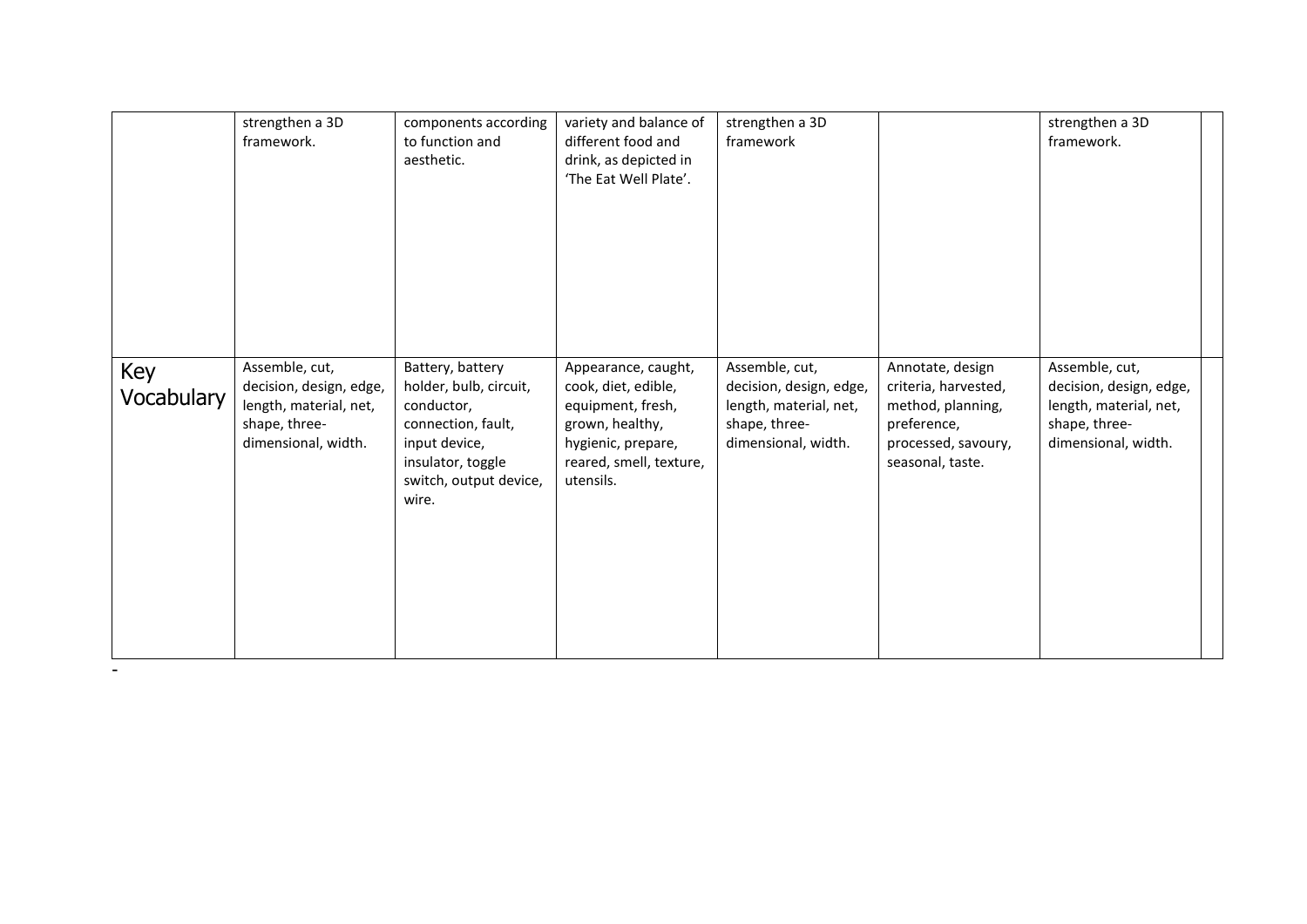| | | | | | | | |
|---|---|---|---|---|---|---|---|
| | strengthen a 3D framework. | components according to function and aesthetic. | variety and balance of different food and drink, as depicted in 'The Eat Well Plate'. | strengthen a 3D framework | | strengthen a 3D framework. | |
| Key Vocabulary | Assemble, cut, decision, design, edge, length, material, net, shape, three-dimensional, width. | Battery, battery holder, bulb, circuit, conductor, connection, fault, input device, insulator, toggle switch, output device, wire. | Appearance, caught, cook, diet, edible, equipment, fresh, grown, healthy, hygienic, prepare, reared, smell, texture, utensils. | Assemble, cut, decision, design, edge, length, material, net, shape, three-dimensional, width. | Annotate, design criteria, harvested, method, planning, preference, processed, savoury, seasonal, taste. | Assemble, cut, decision, design, edge, length, material, net, shape, three-dimensional, width. | |

-